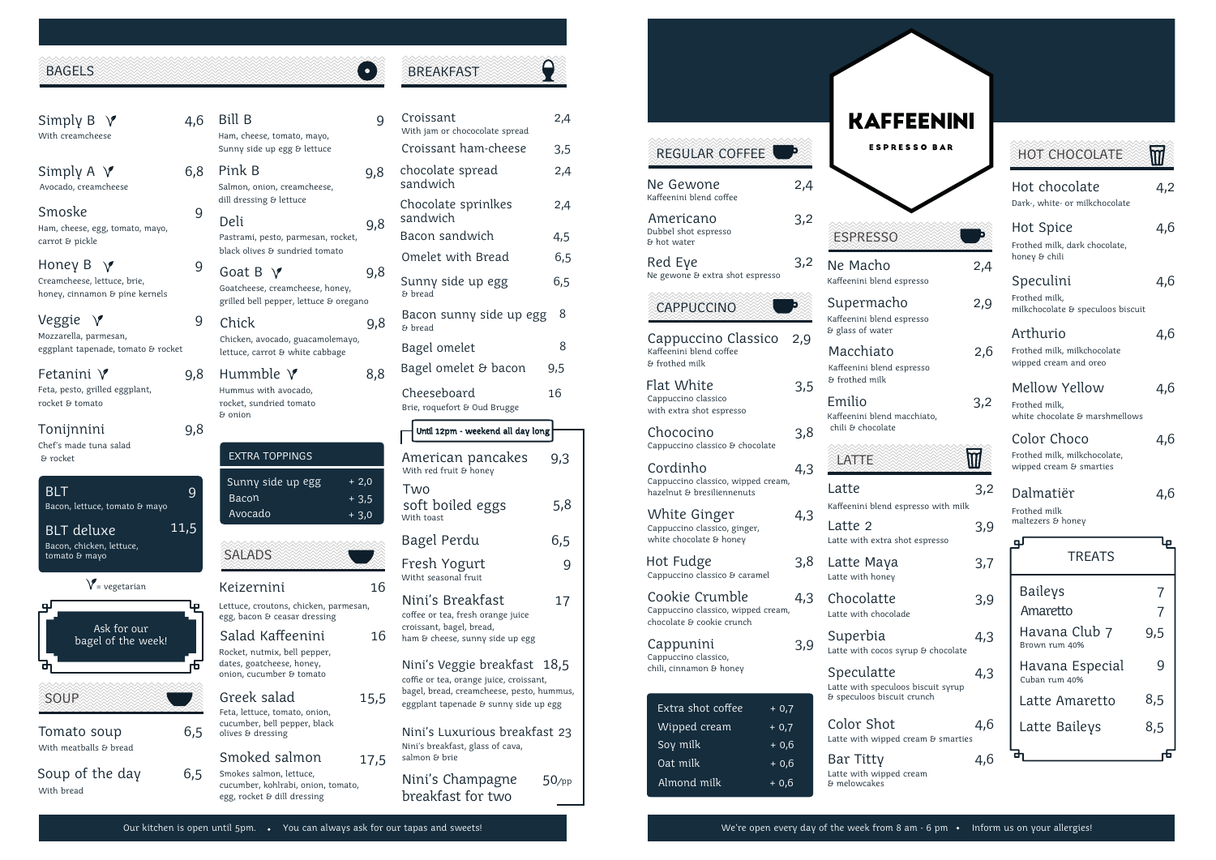# KAFFEENINI

ESPRESSO BAR

## BAGELS

- **Simply B** (vegetarian) — 4,6
  With creamcheese
- **Simply A** (vegetarian) — 6,8
  Avocado, creamcheese
- **Smoske** — 9
  Ham, cheese, egg, tomato, mayo, carrot & pickle
- **Honey B** (vegetarian) — 9
  Creamcheese, lettuce, brie, honey, cinnamon & pine kernels
- **Veggie** (vegetarian) — 9
  Mozzarella, parmesan, eggplant tapenade, tomato & rocket
- **Fetanini** (vegetarian) — 9,8
  Feta, pesto, grilled eggplant, rocket & tomato
- **Tonijnnini** — 9,8
  Chef's made tuna salad & rocket
- **Bill B** — 9
  Ham, cheese, tomato, mayo, Sunny side up egg & lettuce
- **Pink B** — 9,8
  Salmon, onion, creamcheese, dill dressing & lettuce
- **Deli** — 9,8
  Pastrami, pesto, parmesan, rocket, black olives & sundried tomato
- **Goat B** (vegetarian) — 9,8
  Goatcheese, creamcheese, honey, grilled bell pepper, lettuce & oregano
- **Chick** — 9,8
  Chicken, avocado, guacamolemayo, lettuce, carrot & white cabbage
- **Hummble** (vegetarian) — 8,8
  Hummus with avocado, rocket, sundried tomato & onion
- **BLT** — 9
  Bacon, lettuce, tomato & mayo
- **BLT deluxe** — 11,5
  Bacon, chicken, lettuce, tomato & mayo

(V) = vegetarian

Ask for our bagel of the week!

### EXTRA TOPPINGS

| Topping | Price |
|---|---|
| Sunny side up egg | + 2,0 |
| Bacon | + 3,5 |
| Avocado | + 3,0 |

## SOUP

- **Tomato soup** — 6,5
  With meatballs & bread
- **Soup of the day** — 6,5
  With bread

## SALADS

- **Keizernini** — 16
  Lettuce, croutons, chicken, parmesan, egg, bacon & ceasar dressing
- **Salad Kaffeenini** — 16
  Rocket, nutmix, bell pepper, dates, goatcheese, honey, onion, cucumber & tomato
- **Greek salad** — 15,5
  Feta, lettuce, tomato, onion, cucumber, bell pepper, black olives & dressing
- **Smoked salmon** — 17,5
  Smokes salmon, lettuce, cucumber, kohlrabi, onion, tomato, egg, rocket & dill dressing

## BREAKFAST

- **Croissant** — 2,4
  With jam or chococolate spread
- **Croissant ham-cheese** — 3,5
- **chocolate spread sandwich** — 2,4
- **Chocolate sprinlkes sandwich** — 2,4
- **Bacon sandwich** — 4,5
- **Omelet with Bread** — 6,5
- **Sunny side up egg** — 6,5
  & bread
- **Bacon sunny side up egg** — 8
  & bread
- **Bagel omelet** — 8
- **Bagel omelet & bacon** — 9,5
- **Cheeseboard** — 16
  Brie, roquefort & Oud Brugge

*Until 12pm - weekend all day long*

- **American pancakes** — 9,3
  With red fruit & honey
- **Two soft boiled eggs** — 5,8
  With toast
- **Bagel Perdu** — 6,5
- **Fresh Yogurt** — 9
  Witht seasonal fruit
- **Nini's Breakfast** — 17
  coffee or tea, fresh orange juice croissant, bagel, bread, ham & cheese, sunny side up egg
- **Nini's Veggie breakfast** — 18,5
  coffie or tea, orange juice, croissant, bagel, bread, creamcheese, pesto, hummus, eggplant tapenade & sunny side up egg
- **Nini's Luxurious breakfast** — 23
  Nini's breakfast, glass of cava, salmon & brie
- **Nini's Champagne breakfast for two** — 50/pp

## REGULAR COFFEE

- **Ne Gewone** — 2,4
  Kaffeenini blend coffee
- **Americano** — 3,2
  Dubbel shot espresso & hot water
- **Red Eye** — 3,2
  Ne gewone & extra shot espresso

## CAPPUCCINO

- **Cappuccino Classico** — 2,9
  Kaffeenini blend coffee & frothed milk
- **Flat White** — 3,5
  Cappuccino classico with extra shot espresso
- **Chococino** — 3,8
  Cappuccino classico & chocolate
- **Cordinho** — 4,3
  Cappuccino classico, wipped cream, hazelnut & bresiliennenuts
- **White Ginger** — 4,3
  Cappuccino classico, ginger, white chocolate & honey
- **Hot Fudge** — 3,8
  Cappuccino classico & caramel
- **Cookie Crumble** — 4,3
  Cappuccino classico, wipped cream, chocolate & cookie crunch
- **Cappunini** — 3,9
  Cappuccino classico, chili, cinnamon & honey

| Extra | Price |
|---|---|
| Extra shot coffee | + 0,7 |
| Wipped cream | + 0,7 |
| Soy milk | + 0,6 |
| Oat milk | + 0,6 |
| Almond milk | + 0,6 |

## ESPRESSO

- **Ne Macho** — 2,4
  Kaffeenini blend espresso
- **Supermacho** — 2,9
  Kaffeenini blend espresso & glass of water
- **Macchiato** — 2,6
  Kaffeenini blend espresso & frothed milk
- **Emilio** — 3,2
  Kaffeenini blend macchiato, chili & chocolate

## LATTE

- **Latte** — 3,2
  Kaffeenini blend espresso with milk
- **Latte 2** — 3,9
  Latte with extra shot espresso
- **Latte Maya** — 3,7
  Latte with honey
- **Chocolatte** — 3,9
  Latte with chocolade
- **Superbia** — 4,3
  Latte with cocos syrup & chocolate
- **Speculatte** — 4,3
  Latte with speculoos biscuit syrup & speculoos biscuit crunch
- **Color Shot** — 4,6
  Latte with wipped cream & smarties
- **Bar Titty** — 4,6
  Latte with wipped cream & melowcakes

## HOT CHOCOLATE

- **Hot chocolate** — 4,2
  Dark-, white- or milkchocolate
- **Hot Spice** — 4,6
  Frothed milk, dark chocolate, honey & chili
- **Speculini** — 4,6
  Frothed milk, milkchocolate & speculoos biscuit
- **Arthurio** — 4,6
  Frothed milk, milkchocolate wipped cream and oreo
- **Mellow Yellow** — 4,6
  Frothed milk, white chocolate & marshmellows
- **Color Choco** — 4,6
  Frothed milk, milkchocolate, wipped cream & smarties
- **Dalmatiër** — 4,6
  Frothed milk maltezers & honey

## TREATS

- **Baileys** — 7
- **Amaretto** — 7
- **Havana Club 7** — 9,5
  Brown rum 40%
- **Havana Especial** — 9
  Cuban rum 40%
- **Latte Amaretto** — 8,5
- **Latte Baileys** — 8,5

Our kitchen is open until 5pm. • You can always ask for our tapas and sweets!

We're open every day of the week from 8 am - 6 pm • Inform us on your allergies!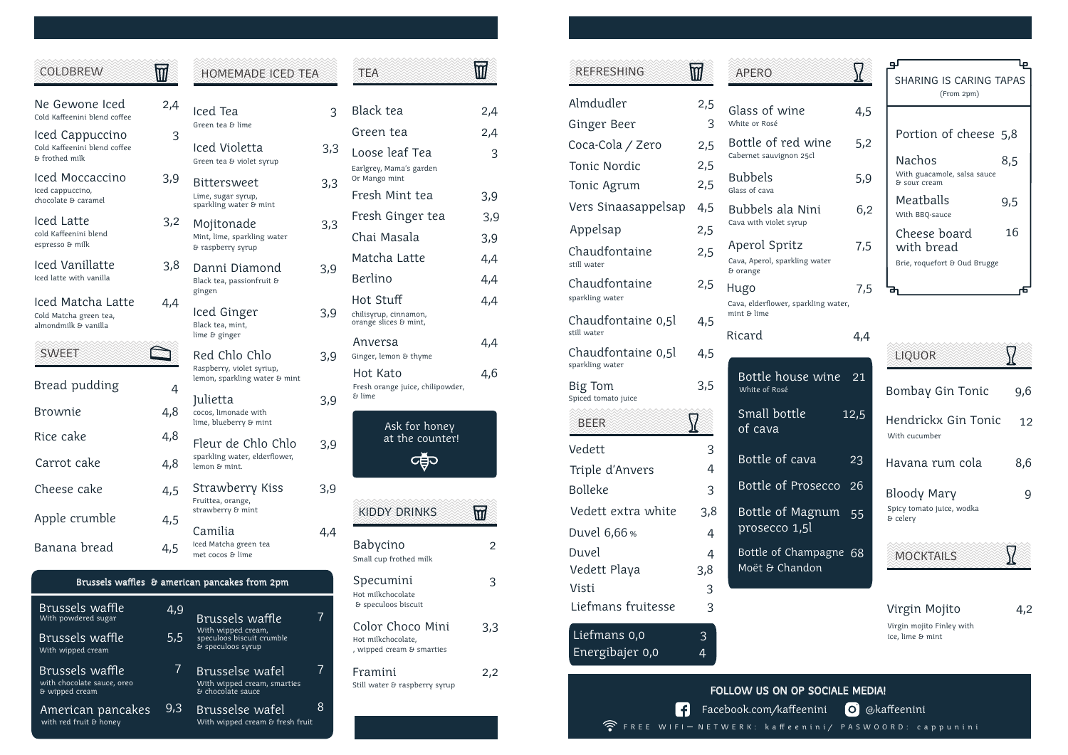## COLDBREW

| | | |
|---|---|---|
| Ne Gewone Iced | Cold Kaffeenini blend coffee | 2,4 |
| Iced Cappuccino | Cold Kaffeenini blend coffee & frothed milk | 3 |
| Iced Moccaccino | Iced cappuccino, chocolate & caramel | 3,9 |
| Iced Latte | cold Kaffeenini blend espresso & milk | 3,2 |
| Iced Vanillatte | Iced latte with vanilla | 3,8 |
| Iced Matcha Latte | Cold Matcha green tea, almondmilk & vanilla | 4,4 |

## SWEET

| | |
|---|---|
| Bread pudding | 4 |
| Brownie | 4,8 |
| Rice cake | 4,8 |
| Carrot cake | 4,8 |
| Cheese cake | 4,5 |
| Apple crumble | 4,5 |
| Banana bread | 4,5 |

## HOMEMADE ICED TEA

| | | |
|---|---|---|
| Iced Tea | Green tea & lime | 3 |
| Iced Violetta | Green tea & violet syrup | 3,3 |
| Bittersweet | Lime, sugar syrup, sparkling water & mint | 3,3 |
| Mojitonade | Mint, lime, sparkling water & raspberry syrup | 3,3 |
| Danni Diamond | Black tea, passionfruit & gingen | 3,9 |
| Iced Ginger | Black tea, mint, lime & ginger | 3,9 |
| Red Chlo Chlo | Raspberry, violet syrup, lemon, sparkling water & mint | 3,9 |
| Julietta | cocos, limonade with lime, blueberry & mint | 3,9 |
| Fleur de Chlo Chlo | sparkling water, elderflower, lemon & mint. | 3,9 |
| Strawberry Kiss | Fruittea, orange, strawberry & mint | 3,9 |
| Camilia | Iced Matcha green tea met cocos & lime | 4,4 |

## Brussels waffles & american pancakes from 2pm

| | | |
|---|---|---|
| Brussels waffle | With powdered sugar | 4,9 |
| Brussels waffle | With wipped cream | 5,5 |
| Brussels waffle | with chocolate sauce, oreo & wipped cream | 7 |
| American pancakes | with red fruit & honey | 9,3 |
| Brussels waffle | With wipped cream, speculoos biscuit crumble & speculoos syrup | 7 |
| Brusselse wafel | With wipped cream, smarties & chocolate sauce | 7 |
| Brusselse wafel | With wipped cream & fresh fruit | 8 |

## TEA

| | | |
|---|---|---|
| Black tea | | 2,4 |
| Green tea | | 2,4 |
| Loose leaf Tea | Earlgrey, Mama's garden Or Mango mint | 3 |
| Fresh Mint tea | | 3,9 |
| Fresh Ginger tea | | 3,9 |
| Chai Masala | | 3,9 |
| Matcha Latte | | 4,4 |
| Berlino | | 4,4 |
| Hot Stuff | chilisyrup, cinnamon, orange slices & mint, | 4,4 |
| Anversa | Ginger, lemon & thyme | 4,4 |
| Hot Kato | Fresh orange juice, chilipowder, & lime | 4,6 |

Ask for honey at the counter!

## KIDDY DRINKS

| | | |
|---|---|---|
| Babycino | Small cup frothed milk | 2 |
| Specumini | Hot milkchocolate & speculoos biscuit | 3 |
| Color Choco Mini | Hot milkchocolate , wipped cream & smarties | 3,3 |
| Framini | Still water & raspberry syrup | 2,2 |

## REFRESHING

| | | |
|---|---|---|
| Almdudler | | 2,5 |
| Ginger Beer | | 3 |
| Coca-Cola / Zero | | 2,5 |
| Tonic Nordic | | 2,5 |
| Tonic Agrum | | 2,5 |
| Vers Sinaasappelsap | | 4,5 |
| Appelsap | | 2,5 |
| Chaudfontaine | still water | 2,5 |
| Chaudfontaine | sparkling water | 2,5 |
| Chaudfontaine 0,5l | still water | 4,5 |
| Chaudfontaine 0,5l | sparkling water | 4,5 |
| Big Tom | Spiced tomato juice | 3,5 |

## BEER

| | |
|---|---|
| Vedett | 3 |
| Triple d'Anvers | 4 |
| Bolleke | 3 |
| Vedett extra white | 3,8 |
| Duvel 6,66 % | 4 |
| Duvel | 4 |
| Vedett Playa | 3,8 |
| Visti | 3 |
| Liefmans fruitesse | 3 |
| Liefmans 0,0 | 3 |
| Energibajer 0,0 | 4 |

## APERO

| | | |
|---|---|---|
| Glass of wine | White or Rosé | 4,5 |
| Bottle of red wine | Cabernet sauvignon 25cl | 5,2 |
| Bubbels | Glass of cava | 5,9 |
| Bubbels ala Nini | Cava with violet syrup | 6,2 |
| Aperol Spritz | Cava, Aperol, sparkling water & orange | 7,5 |
| Hugo | Cava, elderflower, sparkling water, mint & lime | 7,5 |
| Ricard | | 4,4 |

| | | |
|---|---|---|
| Bottle house wine | White of Rosé | 21 |
| Small bottle of cava | | 12,5 |
| Bottle of cava | | 23 |
| Bottle of Prosecco | | 26 |
| Bottle of Magnum prosecco 1,5l | | 55 |
| Bottle of Champagne | Moët & Chandon | 68 |

## SHARING IS CARING TAPAS

(From 2pm)

| | | |
|---|---|---|
| Portion of cheese | | 5,8 |
| Nachos | With guacamole, salsa sauce & sour cream | 8,5 |
| Meatballs | With BBQ-sauce | 9,5 |
| Cheese board with bread | Brie, roquefort & Oud Brugge | 16 |

## LIQUOR

| | | |
|---|---|---|
| Bombay Gin Tonic | | 9,6 |
| Hendrickx Gin Tonic | With cucumber | 12 |
| Havana rum cola | | 8,6 |
| Bloody Mary | Spicy tomato juice, wodka & celery | 9 |

## MOCKTAILS

| | | |
|---|---|---|
| Virgin Mojito | Virgin mojito Finley with ice, lime & mint | 4,2 |

**FOLLOW US ON OP SOCIALE MEDIA!**

Facebook.com/kaffeenini @kaffeenini

FREE WIFI– NETWERK: kaffeenini/ PASWOORD: cappunini